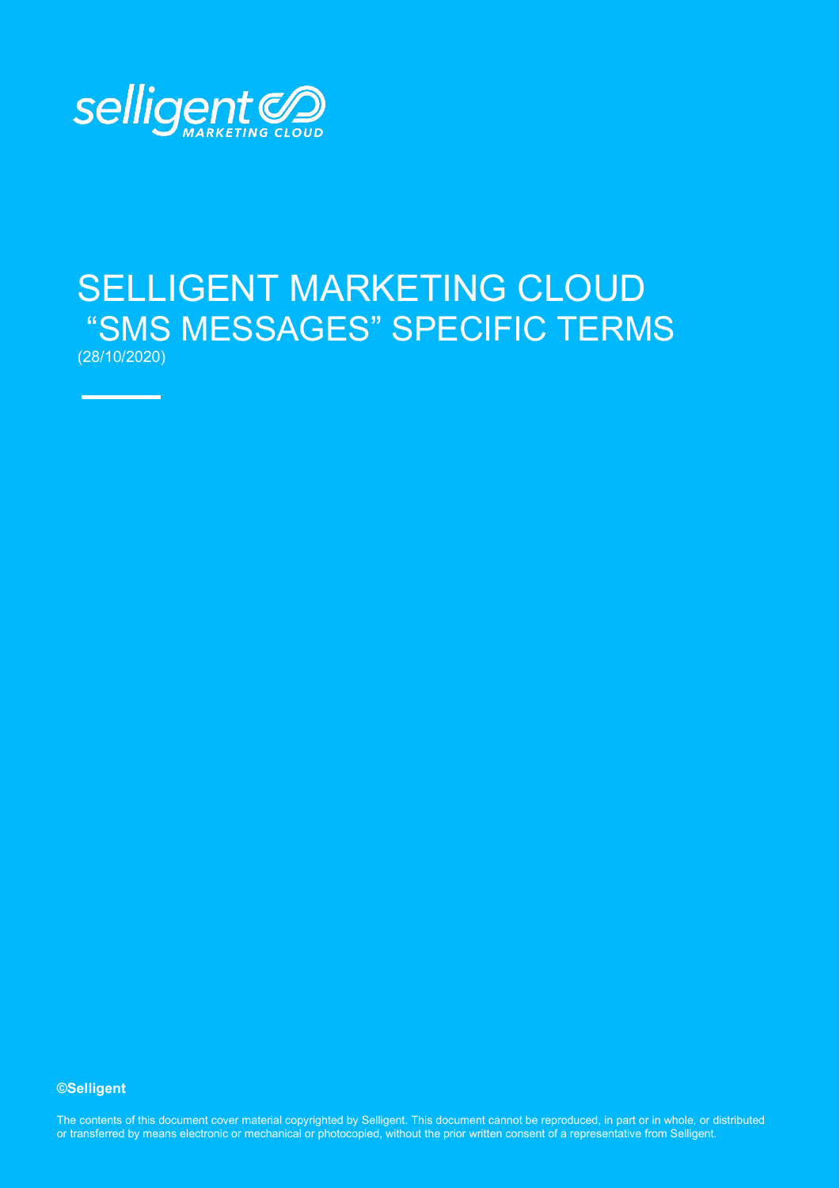selligent MARKETING CLOUD

# SELLIGENT MARKETING CLOUD "SMS MESSAGES" SPECIFIC TERMS

(28/10/2020)

**©Selligent**

The contents of this document cover material copyrighted by Selligent. This document cannot be reproduced, in part or in whole, or distributed or transferred by means electronic or mechanical or photocopied, without the prior written consent of a representative from Selligent.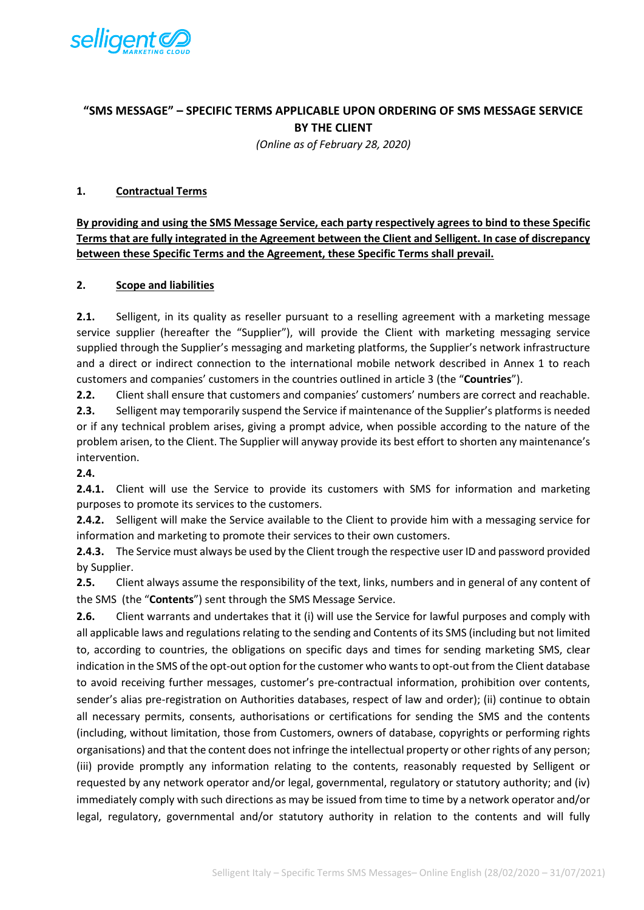## "SMS MESSAGE" – SPECIFIC TERMS APPLICABLE UPON ORDERING OF SMS MESSAGE SERVICE BY THE CLIENT

*(Online as of February 28, 2020)*

### 1. Contractual Terms

**By providing and using the SMS Message Service, each party respectively agrees to bind to these Specific Terms that are fully integrated in the Agreement between the Client and Selligent. In case of discrepancy between these Specific Terms and the Agreement, these Specific Terms shall prevail.**

### 2. Scope and liabilities

**2.1.** Selligent, in its quality as reseller pursuant to a reselling agreement with a marketing message service supplier (hereafter the "Supplier"), will provide the Client with marketing messaging service supplied through the Supplier's messaging and marketing platforms, the Supplier's network infrastructure and a direct or indirect connection to the international mobile network described in Annex 1 to reach customers and companies' customers in the countries outlined in article 3 (the "**Countries**").

**2.2.** Client shall ensure that customers and companies' customers' numbers are correct and reachable.

**2.3.** Selligent may temporarily suspend the Service if maintenance of the Supplier's platforms is needed or if any technical problem arises, giving a prompt advice, when possible according to the nature of the problem arisen, to the Client. The Supplier will anyway provide its best effort to shorten any maintenance's intervention.

**2.4.**

**2.4.1.** Client will use the Service to provide its customers with SMS for information and marketing purposes to promote its services to the customers.

**2.4.2.** Selligent will make the Service available to the Client to provide him with a messaging service for information and marketing to promote their services to their own customers.

**2.4.3.** The Service must always be used by the Client trough the respective user ID and password provided by Supplier.

**2.5.** Client always assume the responsibility of the text, links, numbers and in general of any content of the SMS (the "**Contents**") sent through the SMS Message Service.

**2.6.** Client warrants and undertakes that it (i) will use the Service for lawful purposes and comply with all applicable laws and regulations relating to the sending and Contents of its SMS (including but not limited to, according to countries, the obligations on specific days and times for sending marketing SMS, clear indication in the SMS of the opt-out option for the customer who wants to opt-out from the Client database to avoid receiving further messages, customer's pre-contractual information, prohibition over contents, sender's alias pre-registration on Authorities databases, respect of law and order); (ii) continue to obtain all necessary permits, consents, authorisations or certifications for sending the SMS and the contents (including, without limitation, those from Customers, owners of database, copyrights or performing rights organisations) and that the content does not infringe the intellectual property or other rights of any person; (iii) provide promptly any information relating to the contents, reasonably requested by Selligent or requested by any network operator and/or legal, governmental, regulatory or statutory authority; and (iv) immediately comply with such directions as may be issued from time to time by a network operator and/or legal, regulatory, governmental and/or statutory authority in relation to the contents and will fully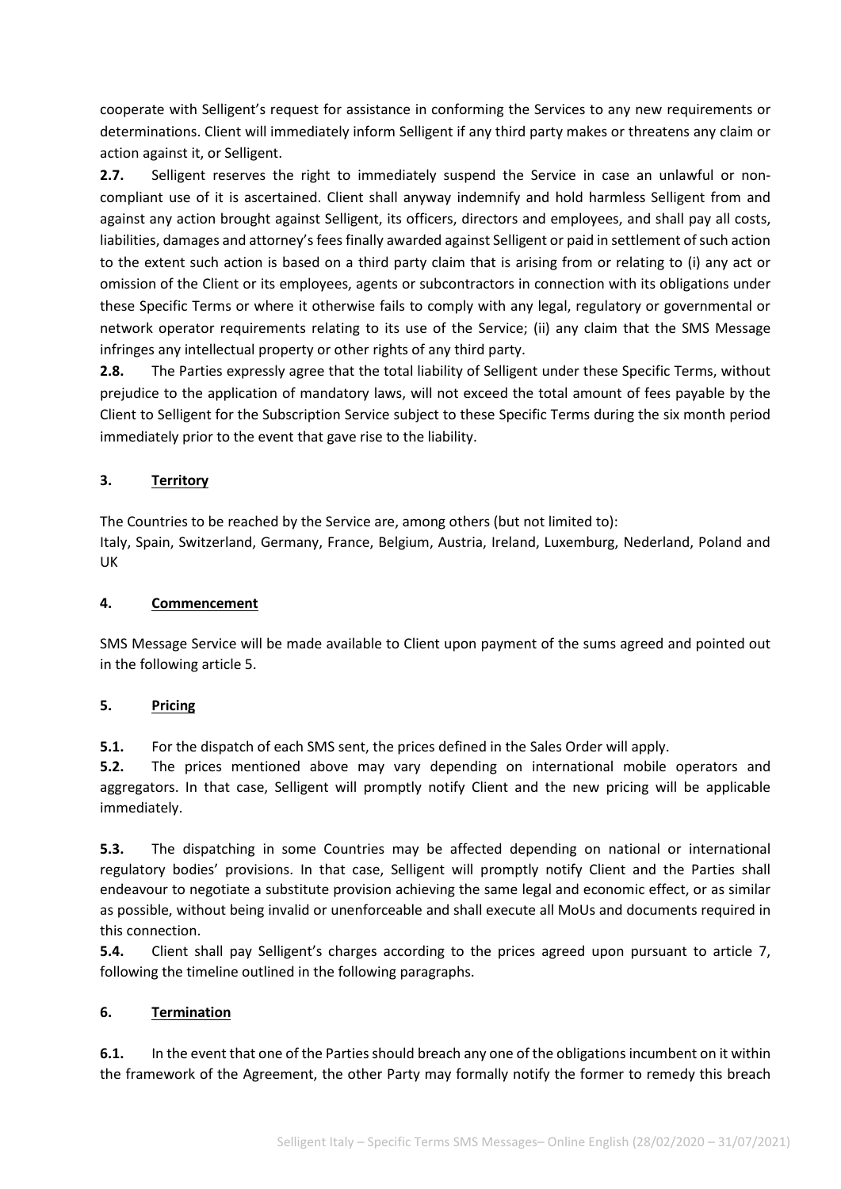cooperate with Selligent's request for assistance in conforming the Services to any new requirements or determinations. Client will immediately inform Selligent if any third party makes or threatens any claim or action against it, or Selligent.

**2.7.** Selligent reserves the right to immediately suspend the Service in case an unlawful or non-compliant use of it is ascertained. Client shall anyway indemnify and hold harmless Selligent from and against any action brought against Selligent, its officers, directors and employees, and shall pay all costs, liabilities, damages and attorney's fees finally awarded against Selligent or paid in settlement of such action to the extent such action is based on a third party claim that is arising from or relating to (i) any act or omission of the Client or its employees, agents or subcontractors in connection with its obligations under these Specific Terms or where it otherwise fails to comply with any legal, regulatory or governmental or network operator requirements relating to its use of the Service; (ii) any claim that the SMS Message infringes any intellectual property or other rights of any third party.

**2.8.** The Parties expressly agree that the total liability of Selligent under these Specific Terms, without prejudice to the application of mandatory laws, will not exceed the total amount of fees payable by the Client to Selligent for the Subscription Service subject to these Specific Terms during the six month period immediately prior to the event that gave rise to the liability.

## 3. Territory

The Countries to be reached by the Service are, among others (but not limited to):
Italy, Spain, Switzerland, Germany, France, Belgium, Austria, Ireland, Luxemburg, Nederland, Poland and UK

## 4. Commencement

SMS Message Service will be made available to Client upon payment of the sums agreed and pointed out in the following article 5.

## 5. Pricing

**5.1.** For the dispatch of each SMS sent, the prices defined in the Sales Order will apply.

**5.2.** The prices mentioned above may vary depending on international mobile operators and aggregators. In that case, Selligent will promptly notify Client and the new pricing will be applicable immediately.

**5.3.** The dispatching in some Countries may be affected depending on national or international regulatory bodies' provisions. In that case, Selligent will promptly notify Client and the Parties shall endeavour to negotiate a substitute provision achieving the same legal and economic effect, or as similar as possible, without being invalid or unenforceable and shall execute all MoUs and documents required in this connection.

**5.4.** Client shall pay Selligent's charges according to the prices agreed upon pursuant to article 7, following the timeline outlined in the following paragraphs.

## 6. Termination

**6.1.** In the event that one of the Parties should breach any one of the obligations incumbent on it within the framework of the Agreement, the other Party may formally notify the former to remedy this breach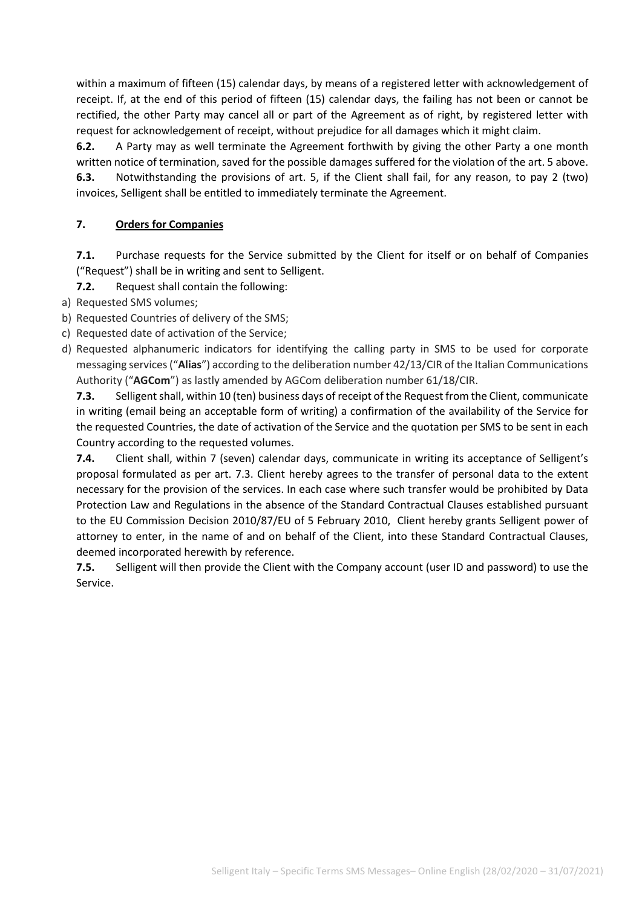within a maximum of fifteen (15) calendar days, by means of a registered letter with acknowledgement of receipt. If, at the end of this period of fifteen (15) calendar days, the failing has not been or cannot be rectified, the other Party may cancel all or part of the Agreement as of right, by registered letter with request for acknowledgement of receipt, without prejudice for all damages which it might claim.

**6.2.** A Party may as well terminate the Agreement forthwith by giving the other Party a one month written notice of termination, saved for the possible damages suffered for the violation of the art. 5 above.

**6.3.** Notwithstanding the provisions of art. 5, if the Client shall fail, for any reason, to pay 2 (two) invoices, Selligent shall be entitled to immediately terminate the Agreement.

## 7. Orders for Companies

**7.1.** Purchase requests for the Service submitted by the Client for itself or on behalf of Companies ("Request") shall be in writing and sent to Selligent.

**7.2.** Request shall contain the following:

a) Requested SMS volumes;
b) Requested Countries of delivery of the SMS;
c) Requested date of activation of the Service;
d) Requested alphanumeric indicators for identifying the calling party in SMS to be used for corporate messaging services ("**Alias**") according to the deliberation number 42/13/CIR of the Italian Communications Authority ("**AGCom**") as lastly amended by AGCom deliberation number 61/18/CIR.

**7.3.** Selligent shall, within 10 (ten) business days of receipt of the Request from the Client, communicate in writing (email being an acceptable form of writing) a confirmation of the availability of the Service for the requested Countries, the date of activation of the Service and the quotation per SMS to be sent in each Country according to the requested volumes.

**7.4.** Client shall, within 7 (seven) calendar days, communicate in writing its acceptance of Selligent's proposal formulated as per art. 7.3. Client hereby agrees to the transfer of personal data to the extent necessary for the provision of the services. In each case where such transfer would be prohibited by Data Protection Law and Regulations in the absence of the Standard Contractual Clauses established pursuant to the EU Commission Decision 2010/87/EU of 5 February 2010, Client hereby grants Selligent power of attorney to enter, in the name of and on behalf of the Client, into these Standard Contractual Clauses, deemed incorporated herewith by reference.

**7.5.** Selligent will then provide the Client with the Company account (user ID and password) to use the Service.